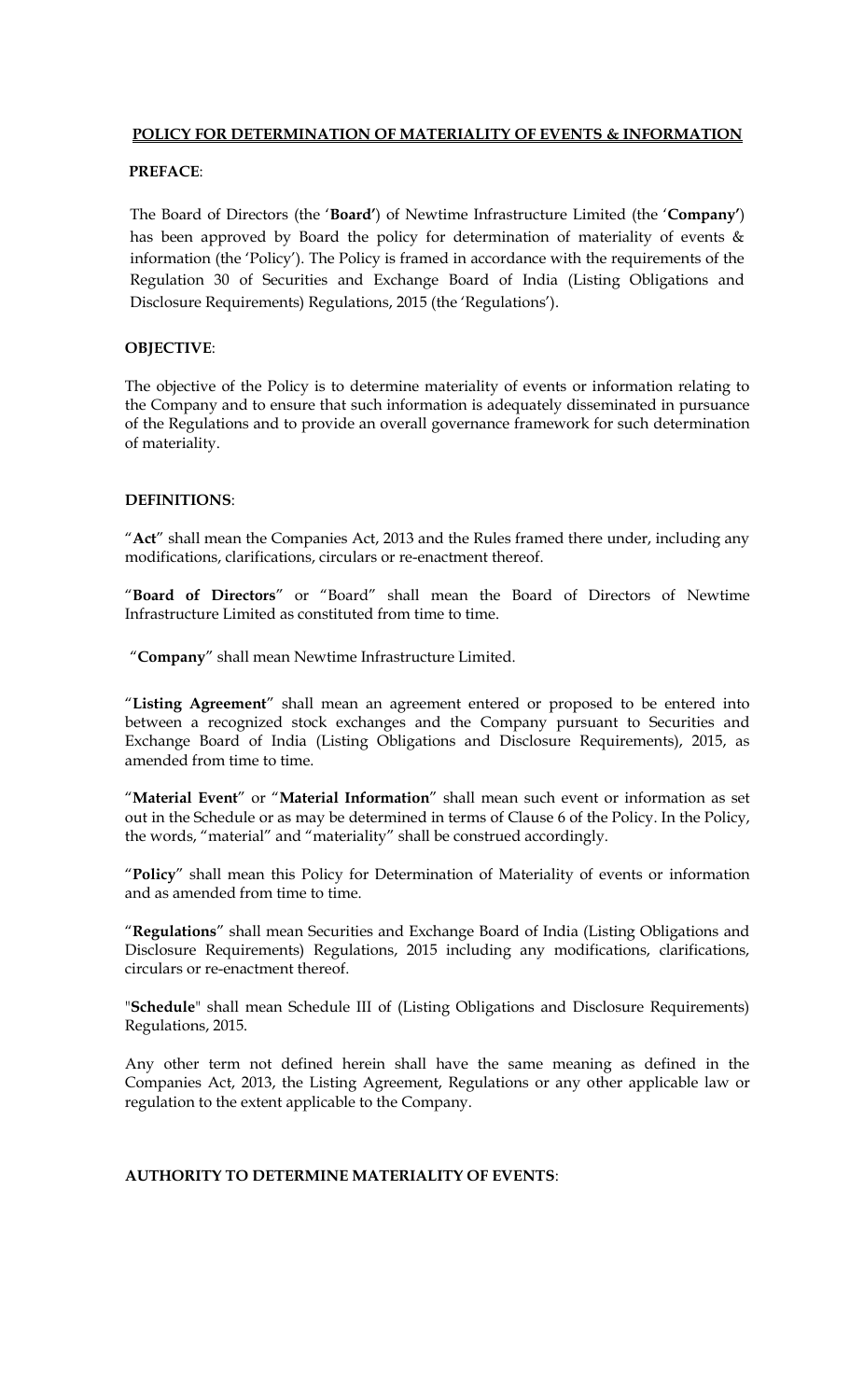## POLICY FOR DETERMINATION OF MATERIALITY OF EVENTS & INFORMATION

**PREFACE**:

The Board of Directors (the '**Board'**) of Newtime Infrastructure Limited (the '**Company'**) has been approved by Board the policy for determination of materiality of events & information (the 'Policy'). The Policy is framed in accordance with the requirements of the Regulation 30 of Securities and Exchange Board of India (Listing Obligations and Disclosure Requirements) Regulations, 2015 (the 'Regulations').

**OBJECTIVE**:

The objective of the Policy is to determine materiality of events or information relating to the Company and to ensure that such information is adequately disseminated in pursuance of the Regulations and to provide an overall governance framework for such determination of materiality.

**DEFINITIONS**:

"**Act**" shall mean the Companies Act, 2013 and the Rules framed there under, including any modifications, clarifications, circulars or re-enactment thereof.

"**Board of Directors**" or "Board" shall mean the Board of Directors of Newtime Infrastructure Limited as constituted from time to time.

"**Company**" shall mean Newtime Infrastructure Limited.

"**Listing Agreement**" shall mean an agreement entered or proposed to be entered into between a recognized stock exchanges and the Company pursuant to Securities and Exchange Board of India (Listing Obligations and Disclosure Requirements), 2015, as amended from time to time.

"**Material Event**" or "**Material Information**" shall mean such event or information as set out in the Schedule or as may be determined in terms of Clause 6 of the Policy. In the Policy, the words, "material" and "materiality" shall be construed accordingly.

"**Policy**" shall mean this Policy for Determination of Materiality of events or information and as amended from time to time.

"**Regulations**" shall mean Securities and Exchange Board of India (Listing Obligations and Disclosure Requirements) Regulations, 2015 including any modifications, clarifications, circulars or re-enactment thereof.

"**Schedule**" shall mean Schedule III of (Listing Obligations and Disclosure Requirements) Regulations, 2015.

Any other term not defined herein shall have the same meaning as defined in the Companies Act, 2013, the Listing Agreement, Regulations or any other applicable law or regulation to the extent applicable to the Company.

**AUTHORITY TO DETERMINE MATERIALITY OF EVENTS**: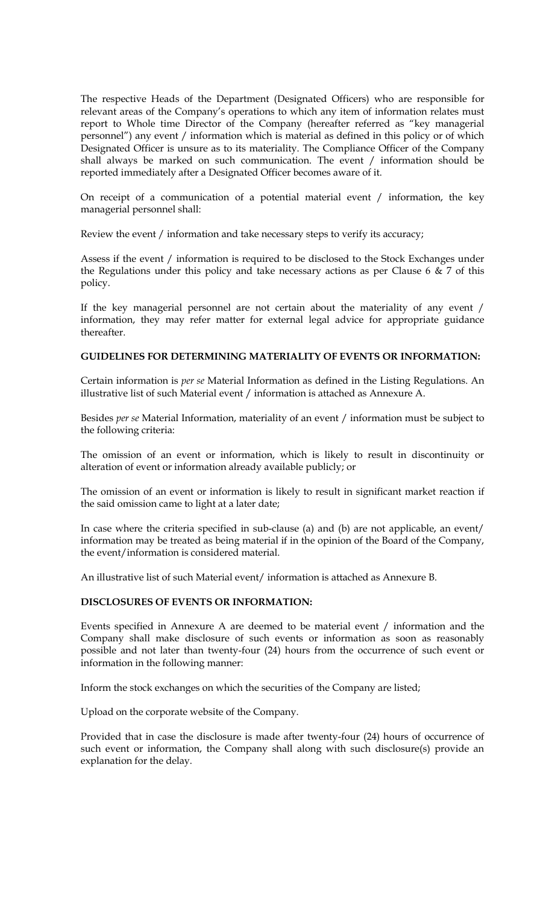The respective Heads of the Department (Designated Officers) who are responsible for relevant areas of the Company's operations to which any item of information relates must report to Whole time Director of the Company (hereafter referred as "key managerial personnel") any event / information which is material as defined in this policy or of which Designated Officer is unsure as to its materiality. The Compliance Officer of the Company shall always be marked on such communication. The event / information should be reported immediately after a Designated Officer becomes aware of it.

On receipt of a communication of a potential material event / information, the key managerial personnel shall:

Review the event / information and take necessary steps to verify its accuracy;

Assess if the event / information is required to be disclosed to the Stock Exchanges under the Regulations under this policy and take necessary actions as per Clause 6 & 7 of this policy.

If the key managerial personnel are not certain about the materiality of any event / information, they may refer matter for external legal advice for appropriate guidance thereafter.

**GUIDELINES FOR DETERMINING MATERIALITY OF EVENTS OR INFORMATION:**

Certain information is *per se* Material Information as defined in the Listing Regulations. An illustrative list of such Material event / information is attached as Annexure A.

Besides *per se* Material Information, materiality of an event / information must be subject to the following criteria:

The omission of an event or information, which is likely to result in discontinuity or alteration of event or information already available publicly; or

The omission of an event or information is likely to result in significant market reaction if the said omission came to light at a later date;

In case where the criteria specified in sub-clause (a) and (b) are not applicable, an event/ information may be treated as being material if in the opinion of the Board of the Company, the event/information is considered material.

An illustrative list of such Material event/ information is attached as Annexure B.

**DISCLOSURES OF EVENTS OR INFORMATION:**

Events specified in Annexure A are deemed to be material event / information and the Company shall make disclosure of such events or information as soon as reasonably possible and not later than twenty-four (24) hours from the occurrence of such event or information in the following manner:

Inform the stock exchanges on which the securities of the Company are listed;

Upload on the corporate website of the Company.

Provided that in case the disclosure is made after twenty-four (24) hours of occurrence of such event or information, the Company shall along with such disclosure(s) provide an explanation for the delay.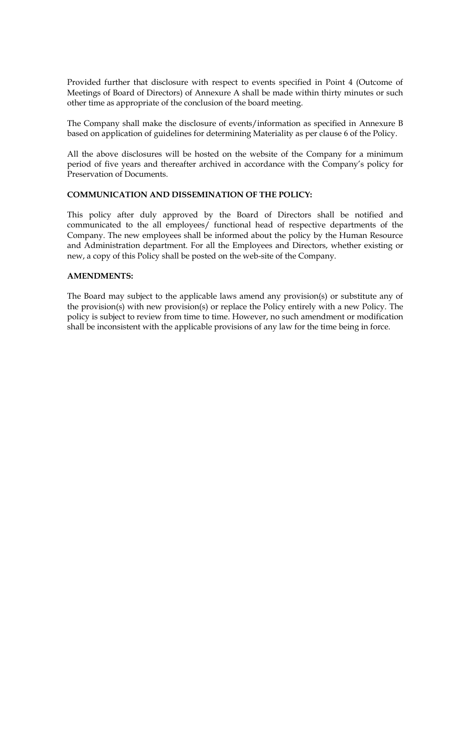Provided further that disclosure with respect to events specified in Point 4 (Outcome of Meetings of Board of Directors) of Annexure A shall be made within thirty minutes or such other time as appropriate of the conclusion of the board meeting.

The Company shall make the disclosure of events/information as specified in Annexure B based on application of guidelines for determining Materiality as per clause 6 of the Policy.

All the above disclosures will be hosted on the website of the Company for a minimum period of five years and thereafter archived in accordance with the Company's policy for Preservation of Documents.

**COMMUNICATION AND DISSEMINATION OF THE POLICY:**

This policy after duly approved by the Board of Directors shall be notified and communicated to the all employees/ functional head of respective departments of the Company. The new employees shall be informed about the policy by the Human Resource and Administration department. For all the Employees and Directors, whether existing or new, a copy of this Policy shall be posted on the web-site of the Company.

**AMENDMENTS:**

The Board may subject to the applicable laws amend any provision(s) or substitute any of the provision(s) with new provision(s) or replace the Policy entirely with a new Policy. The policy is subject to review from time to time. However, no such amendment or modification shall be inconsistent with the applicable provisions of any law for the time being in force.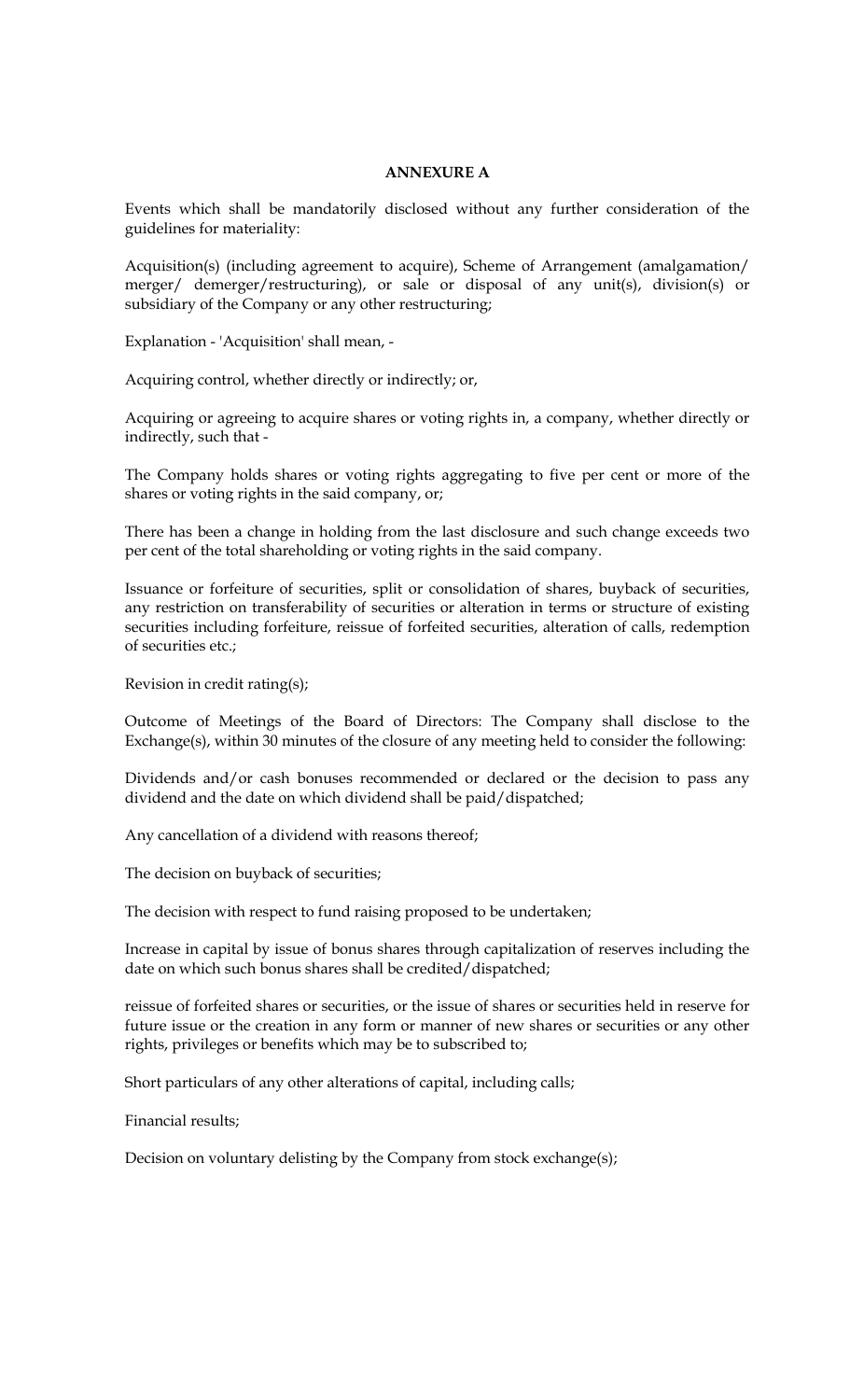**ANNEXURE A**

Events which shall be mandatorily disclosed without any further consideration of the guidelines for materiality:

Acquisition(s) (including agreement to acquire), Scheme of Arrangement (amalgamation/ merger/ demerger/restructuring), or sale or disposal of any unit(s), division(s) or subsidiary of the Company or any other restructuring;

Explanation - 'Acquisition' shall mean, -

Acquiring control, whether directly or indirectly; or,

Acquiring or agreeing to acquire shares or voting rights in, a company, whether directly or indirectly, such that -

The Company holds shares or voting rights aggregating to five per cent or more of the shares or voting rights in the said company, or;

There has been a change in holding from the last disclosure and such change exceeds two per cent of the total shareholding or voting rights in the said company.

Issuance or forfeiture of securities, split or consolidation of shares, buyback of securities, any restriction on transferability of securities or alteration in terms or structure of existing securities including forfeiture, reissue of forfeited securities, alteration of calls, redemption of securities etc.;

Revision in credit rating(s);

Outcome of Meetings of the Board of Directors: The Company shall disclose to the Exchange(s), within 30 minutes of the closure of any meeting held to consider the following:

Dividends and/or cash bonuses recommended or declared or the decision to pass any dividend and the date on which dividend shall be paid/dispatched;

Any cancellation of a dividend with reasons thereof;

The decision on buyback of securities;

The decision with respect to fund raising proposed to be undertaken;

Increase in capital by issue of bonus shares through capitalization of reserves including the date on which such bonus shares shall be credited/dispatched;

reissue of forfeited shares or securities, or the issue of shares or securities held in reserve for future issue or the creation in any form or manner of new shares or securities or any other rights, privileges or benefits which may be to subscribed to;

Short particulars of any other alterations of capital, including calls;

Financial results;

Decision on voluntary delisting by the Company from stock exchange(s);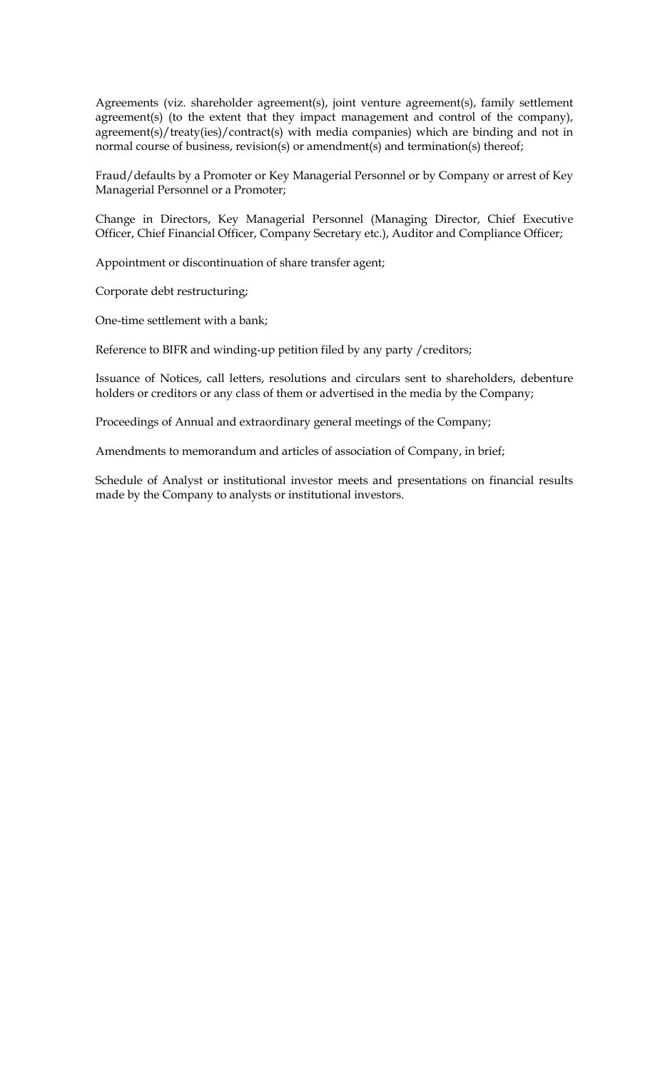Agreements (viz. shareholder agreement(s), joint venture agreement(s), family settlement agreement(s) (to the extent that they impact management and control of the company), agreement(s)/treaty(ies)/contract(s) with media companies) which are binding and not in normal course of business, revision(s) or amendment(s) and termination(s) thereof;

Fraud/defaults by a Promoter or Key Managerial Personnel or by Company or arrest of Key Managerial Personnel or a Promoter;

Change in Directors, Key Managerial Personnel (Managing Director, Chief Executive Officer, Chief Financial Officer, Company Secretary etc.), Auditor and Compliance Officer;

Appointment or discontinuation of share transfer agent;

Corporate debt restructuring;

One-time settlement with a bank;

Reference to BIFR and winding-up petition filed by any party /creditors;

Issuance of Notices, call letters, resolutions and circulars sent to shareholders, debenture holders or creditors or any class of them or advertised in the media by the Company;

Proceedings of Annual and extraordinary general meetings of the Company;

Amendments to memorandum and articles of association of Company, in brief;

Schedule of Analyst or institutional investor meets and presentations on financial results made by the Company to analysts or institutional investors.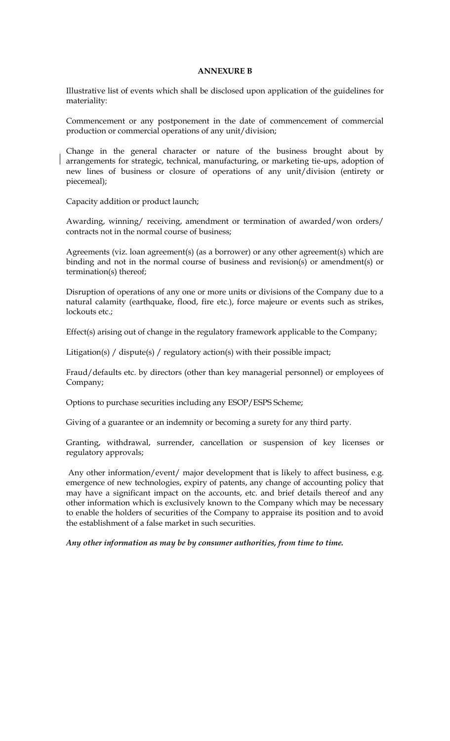**ANNEXURE B**

Illustrative list of events which shall be disclosed upon application of the guidelines for materiality:

Commencement or any postponement in the date of commencement of commercial production or commercial operations of any unit/division;

Change in the general character or nature of the business brought about by arrangements for strategic, technical, manufacturing, or marketing tie-ups, adoption of new lines of business or closure of operations of any unit/division (entirety or piecemeal);

Capacity addition or product launch;

Awarding, winning/ receiving, amendment or termination of awarded/won orders/ contracts not in the normal course of business;

Agreements (viz. loan agreement(s) (as a borrower) or any other agreement(s) which are binding and not in the normal course of business and revision(s) or amendment(s) or termination(s) thereof;

Disruption of operations of any one or more units or divisions of the Company due to a natural calamity (earthquake, flood, fire etc.), force majeure or events such as strikes, lockouts etc.;

Effect(s) arising out of change in the regulatory framework applicable to the Company;

Litigation(s) / dispute(s) / regulatory action(s) with their possible impact;

Fraud/defaults etc. by directors (other than key managerial personnel) or employees of Company;

Options to purchase securities including any ESOP/ESPS Scheme;

Giving of a guarantee or an indemnity or becoming a surety for any third party.

Granting, withdrawal, surrender, cancellation or suspension of key licenses or regulatory approvals;

Any other information/event/ major development that is likely to affect business, e.g. emergence of new technologies, expiry of patents, any change of accounting policy that may have a significant impact on the accounts, etc. and brief details thereof and any other information which is exclusively known to the Company which may be necessary to enable the holders of securities of the Company to appraise its position and to avoid the establishment of a false market in such securities.

***Any other information as may be by consumer authorities, from time to time.***